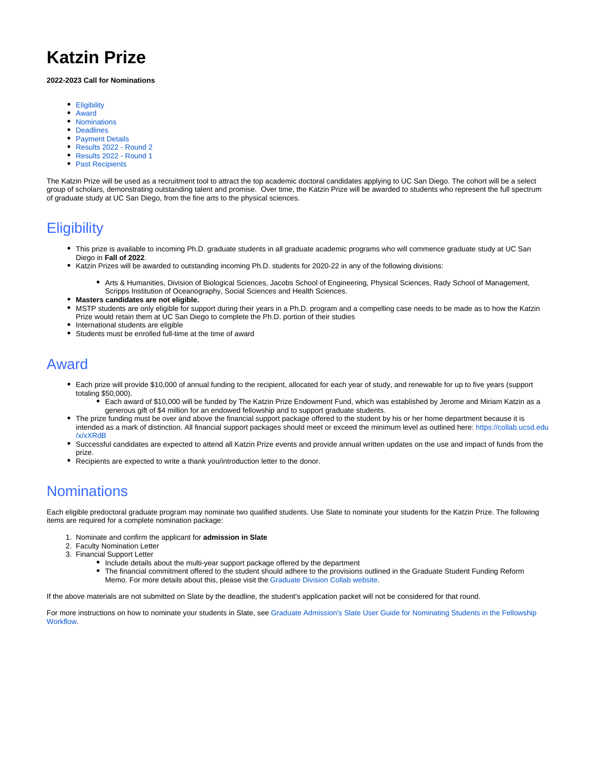# Katzin Prize

**2022-2023 Call for Nominations**

- Eligibility
- Award
- Nominations
- Deadlines
- Payment Details
- Results 2022 - Round 2
- Results 2022 - Round 1
- Past Recipients

The Katzin Prize will be used as a recruitment tool to attract the top academic doctoral candidates applying to UC San Diego. The cohort will be a select group of scholars, demonstrating outstanding talent and promise.  Over time, the Katzin Prize will be awarded to students who represent the full spectrum of graduate study at UC San Diego, from the fine arts to the physical sciences.

## Eligibility

- This prize is available to incoming Ph.D. graduate students in all graduate academic programs who will commence graduate study at UC San Diego in **Fall of 2022**.
- Katzin Prizes will be awarded to outstanding incoming Ph.D. students for 2020-22 in any of the following divisions:
  - Arts & Humanities, Division of Biological Sciences, Jacobs School of Engineering, Physical Sciences, Rady School of Management, Scripps Institution of Oceanography, Social Sciences and Health Sciences.
- **Masters candidates are not eligible.**
- MSTP students are only eligible for support during their years in a Ph.D. program and a compelling case needs to be made as to how the Katzin Prize would retain them at UC San Diego to complete the Ph.D. portion of their studies
- International students are eligible
- Students must be enrolled full-time at the time of award

## Award

- Each prize will provide $10,000 of annual funding to the recipient, allocated for each year of study, and renewable for up to five years (support totaling $50,000).
  - Each award of $10,000 will be funded by The Katzin Prize Endowment Fund, which was established by Jerome and Miriam Katzin as a generous gift of $4 million for an endowed fellowship and to support graduate students.
- The prize funding must be over and above the financial support package offered to the student by his or her home department because it is intended as a mark of distinction. All financial support packages should meet or exceed the minimum level as outlined here: https://collab.ucsd.edu/x/xXRdB
- Successful candidates are expected to attend all Katzin Prize events and provide annual written updates on the use and impact of funds from the prize.
- Recipients are expected to write a thank you/introduction letter to the donor.

## Nominations

Each eligible predoctoral graduate program may nominate two qualified students. Use Slate to nominate your students for the Katzin Prize. The following items are required for a complete nomination package:

1. Nominate and confirm the applicant for **admission in Slate**
2. Faculty Nomination Letter
3. Financial Support Letter
   - Include details about the multi-year support package offered by the department
   - The financial commitment offered to the student should adhere to the provisions outlined in the Graduate Student Funding Reform Memo. For more details about this, please visit the Graduate Division Collab website.

If the above materials are not submitted on Slate by the deadline, the student's application packet will not be considered for that round.

For more instructions on how to nominate your students in Slate, see Graduate Admission's Slate User Guide for Nominating Students in the Fellowship Workflow.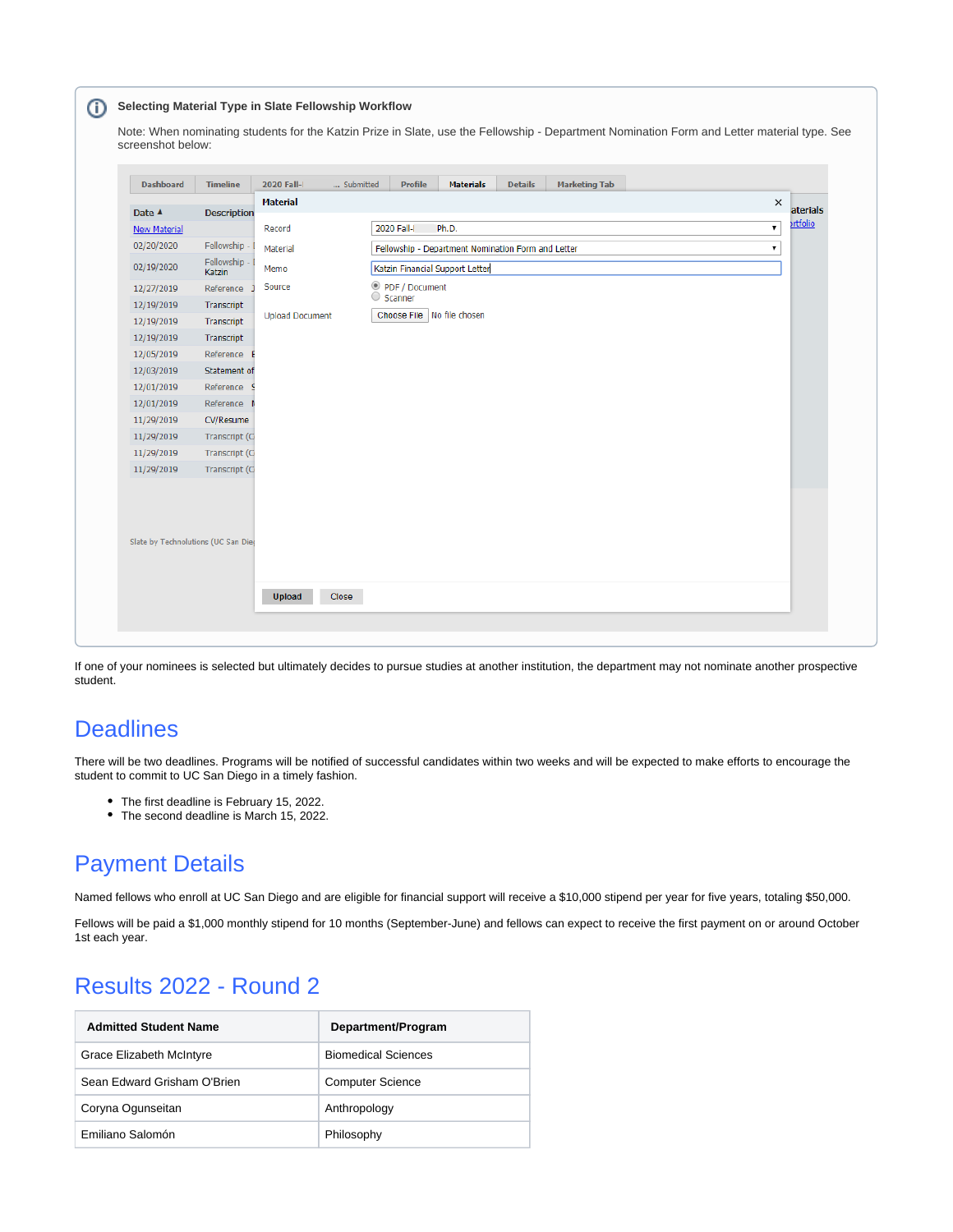**Selecting Material Type in Slate Fellowship Workflow**

Note: When nominating students for the Katzin Prize in Slate, use the Fellowship - Department Nomination Form and Letter material type. See screenshot below:

If one of your nominees is selected but ultimately decides to pursue studies at another institution, the department may not nominate another prospective student.

## Deadlines

There will be two deadlines. Programs will be notified of successful candidates within two weeks and will be expected to make efforts to encourage the student to commit to UC San Diego in a timely fashion.

- The first deadline is February 15, 2022.
- The second deadline is March 15, 2022.

## Payment Details

Named fellows who enroll at UC San Diego and are eligible for financial support will receive a $10,000 stipend per year for five years, totaling $50,000.

Fellows will be paid a $1,000 monthly stipend for 10 months (September-June) and fellows can expect to receive the first payment on or around October 1st each year.

## Results 2022 - Round 2

| Admitted Student Name | Department/Program |
| --- | --- |
| Grace Elizabeth McIntyre | Biomedical Sciences |
| Sean Edward Grisham O'Brien | Computer Science |
| Coryna Ogunseitan | Anthropology |
| Emiliano Salomón | Philosophy |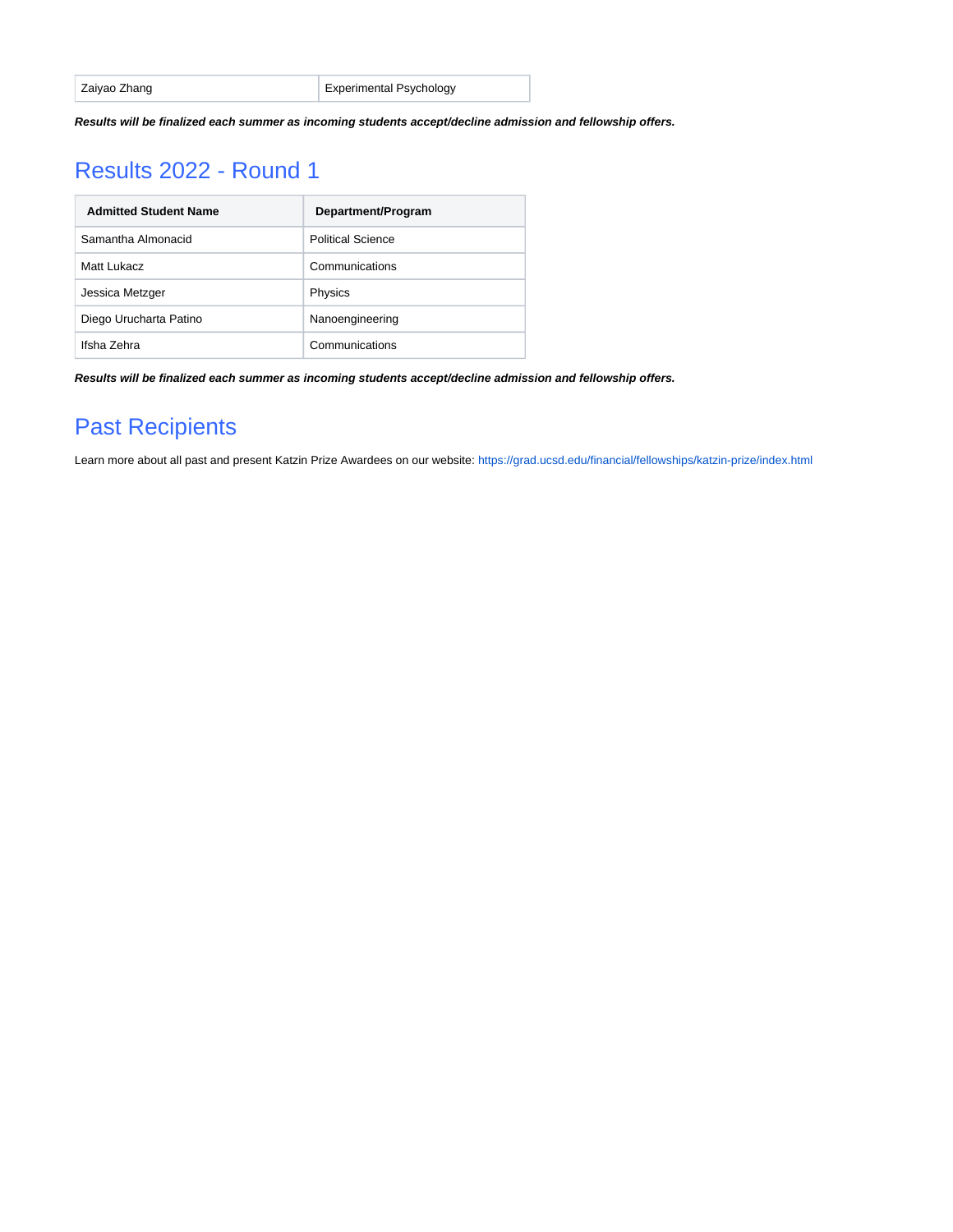| | |
|---|---|
| Zaiyao Zhang | Experimental Psychology |

***Results will be finalized each summer as incoming students accept/decline admission and fellowship offers.***

## Results 2022 - Round 1

| Admitted Student Name | Department/Program |
|---|---|
| Samantha Almonacid | Political Science |
| Matt Lukacz | Communications |
| Jessica Metzger | Physics |
| Diego Urucharta Patino | Nanoengineering |
| Ifsha Zehra | Communications |

***Results will be finalized each summer as incoming students accept/decline admission and fellowship offers.***

## Past Recipients

Learn more about all past and present Katzin Prize Awardees on our website: https://grad.ucsd.edu/financial/fellowships/katzin-prize/index.html